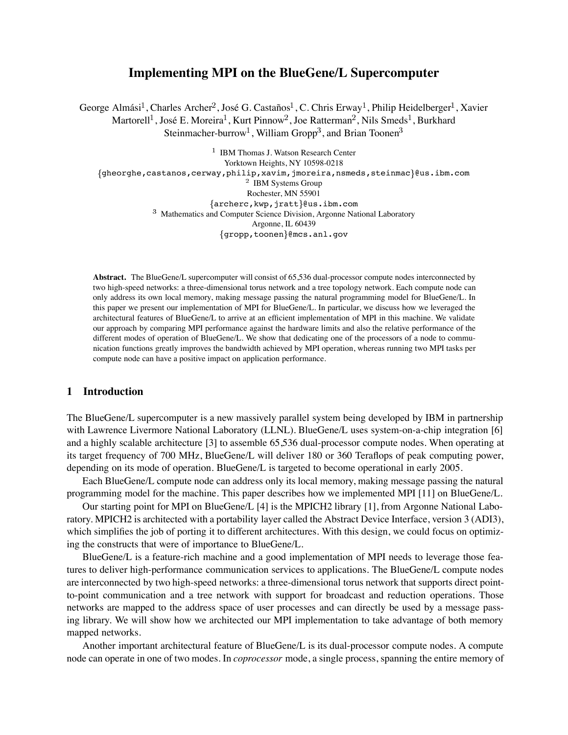# Implementing MPI on the BlueGene/L Supercomputer

George Almási[1], Charles Archer[2], José G. Castaños[1], C. Chris Erway[1], Philip Heidelberger[1], Xavier Martorell[1], José E. Moreira[1], Kurt Pinnow[2], Joe Ratterman[2], Nils Smeds[1], Burkhard Steinmacher-burrow[1], William Gropp[3], and Brian Toonen[3]

[1] IBM Thomas J. Watson Research Center
Yorktown Heights, NY 10598-0218
{gheorghe,castanos,cerway,philip,xavim,jmoreira,nsmeds,steinmac}@us.ibm.com

[2] IBM Systems Group
Rochester, MN 55901
{archerc,kwp,jratt}@us.ibm.com

[3] Mathematics and Computer Science Division, Argonne National Laboratory
Argonne, IL 60439
{gropp,toonen}@mcs.anl.gov

**Abstract.** The BlueGene/L supercomputer will consist of 65,536 dual-processor compute nodes interconnected by two high-speed networks: a three-dimensional torus network and a tree topology network. Each compute node can only address its own local memory, making message passing the natural programming model for BlueGene/L. In this paper we present our implementation of MPI for BlueGene/L. In particular, we discuss how we leveraged the architectural features of BlueGene/L to arrive at an efficient implementation of MPI in this machine. We validate our approach by comparing MPI performance against the hardware limits and also the relative performance of the different modes of operation of BlueGene/L. We show that dedicating one of the processors of a node to communication functions greatly improves the bandwidth achieved by MPI operation, whereas running two MPI tasks per compute node can have a positive impact on application performance.

## 1 Introduction

The BlueGene/L supercomputer is a new massively parallel system being developed by IBM in partnership with Lawrence Livermore National Laboratory (LLNL). BlueGene/L uses system-on-a-chip integration [6] and a highly scalable architecture [3] to assemble 65,536 dual-processor compute nodes. When operating at its target frequency of 700 MHz, BlueGene/L will deliver 180 or 360 Teraflops of peak computing power, depending on its mode of operation. BlueGene/L is targeted to become operational in early 2005.

Each BlueGene/L compute node can address only its local memory, making message passing the natural programming model for the machine. This paper describes how we implemented MPI [11] on BlueGene/L.

Our starting point for MPI on BlueGene/L [4] is the MPICH2 library [1], from Argonne National Laboratory. MPICH2 is architected with a portability layer called the Abstract Device Interface, version 3 (ADI3), which simplifies the job of porting it to different architectures. With this design, we could focus on optimizing the constructs that were of importance to BlueGene/L.

BlueGene/L is a feature-rich machine and a good implementation of MPI needs to leverage those features to deliver high-performance communication services to applications. The BlueGene/L compute nodes are interconnected by two high-speed networks: a three-dimensional torus network that supports direct point-to-point communication and a tree network with support for broadcast and reduction operations. Those networks are mapped to the address space of user processes and can directly be used by a message passing library. We will show how we architected our MPI implementation to take advantage of both memory mapped networks.

Another important architectural feature of BlueGene/L is its dual-processor compute nodes. A compute node can operate in one of two modes. In *coprocessor* mode, a single process, spanning the entire memory of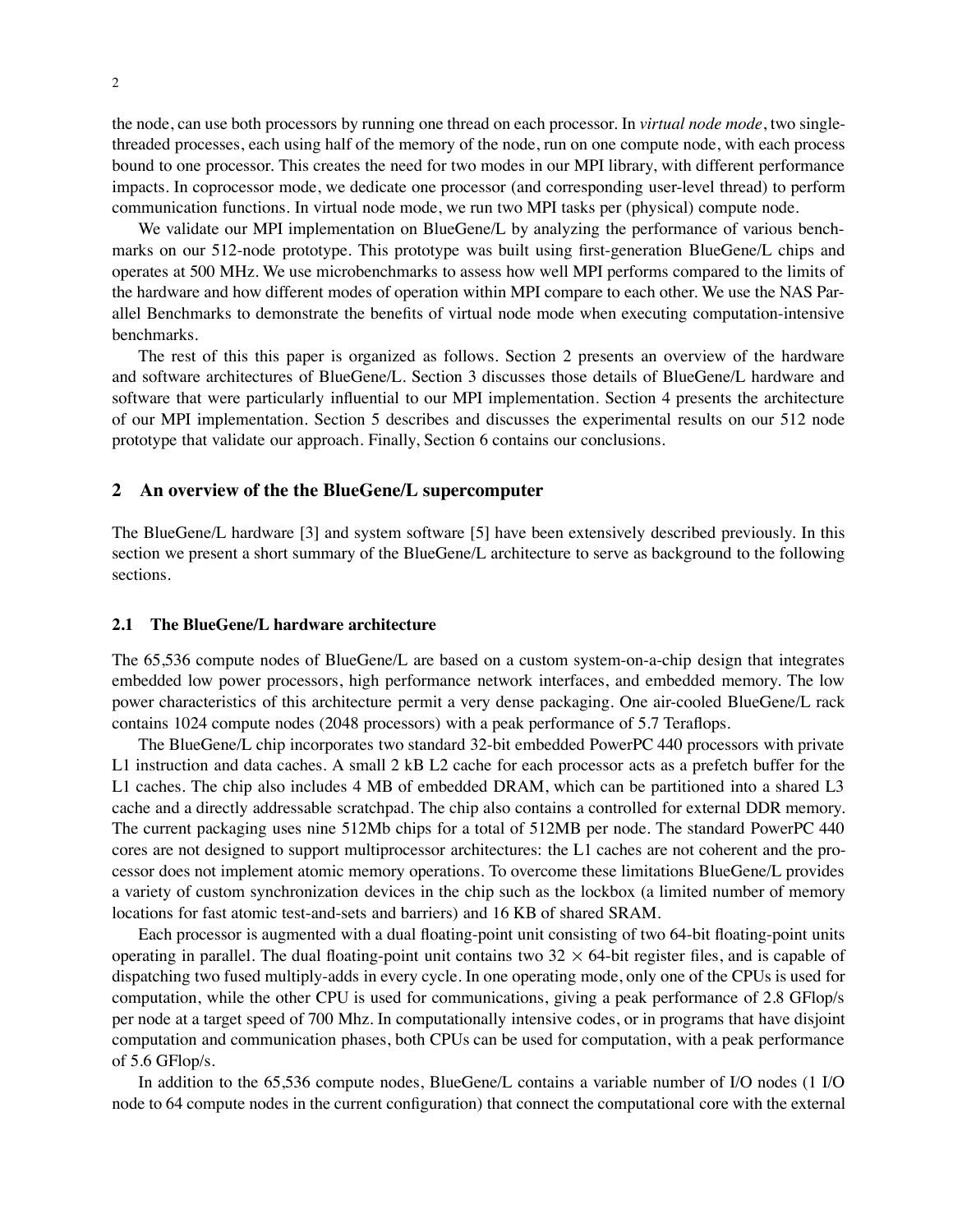the node, can use both processors by running one thread on each processor. In *virtual node mode*, two single-threaded processes, each using half of the memory of the node, run on one compute node, with each process bound to one processor. This creates the need for two modes in our MPI library, with different performance impacts. In coprocessor mode, we dedicate one processor (and corresponding user-level thread) to perform communication functions. In virtual node mode, we run two MPI tasks per (physical) compute node.

We validate our MPI implementation on BlueGene/L by analyzing the performance of various benchmarks on our 512-node prototype. This prototype was built using first-generation BlueGene/L chips and operates at 500 MHz. We use microbenchmarks to assess how well MPI performs compared to the limits of the hardware and how different modes of operation within MPI compare to each other. We use the NAS Parallel Benchmarks to demonstrate the benefits of virtual node mode when executing computation-intensive benchmarks.

The rest of this this paper is organized as follows. Section 2 presents an overview of the hardware and software architectures of BlueGene/L. Section 3 discusses those details of BlueGene/L hardware and software that were particularly influential to our MPI implementation. Section 4 presents the architecture of our MPI implementation. Section 5 describes and discusses the experimental results on our 512 node prototype that validate our approach. Finally, Section 6 contains our conclusions.

## 2 An overview of the the BlueGene/L supercomputer

The BlueGene/L hardware [3] and system software [5] have been extensively described previously. In this section we present a short summary of the BlueGene/L architecture to serve as background to the following sections.

### 2.1 The BlueGene/L hardware architecture

The 65,536 compute nodes of BlueGene/L are based on a custom system-on-a-chip design that integrates embedded low power processors, high performance network interfaces, and embedded memory. The low power characteristics of this architecture permit a very dense packaging. One air-cooled BlueGene/L rack contains 1024 compute nodes (2048 processors) with a peak performance of 5.7 Teraflops.

The BlueGene/L chip incorporates two standard 32-bit embedded PowerPC 440 processors with private L1 instruction and data caches. A small 2 kB L2 cache for each processor acts as a prefetch buffer for the L1 caches. The chip also includes 4 MB of embedded DRAM, which can be partitioned into a shared L3 cache and a directly addressable scratchpad. The chip also contains a controlled for external DDR memory. The current packaging uses nine 512Mb chips for a total of 512MB per node. The standard PowerPC 440 cores are not designed to support multiprocessor architectures: the L1 caches are not coherent and the processor does not implement atomic memory operations. To overcome these limitations BlueGene/L provides a variety of custom synchronization devices in the chip such as the lockbox (a limited number of memory locations for fast atomic test-and-sets and barriers) and 16 KB of shared SRAM.

Each processor is augmented with a dual floating-point unit consisting of two 64-bit floating-point units operating in parallel. The dual floating-point unit contains two $32 \times 64$-bit register files, and is capable of dispatching two fused multiply-adds in every cycle. In one operating mode, only one of the CPUs is used for computation, while the other CPU is used for communications, giving a peak performance of 2.8 GFlop/s per node at a target speed of 700 Mhz. In computationally intensive codes, or in programs that have disjoint computation and communication phases, both CPUs can be used for computation, with a peak performance of 5.6 GFlop/s.

In addition to the 65,536 compute nodes, BlueGene/L contains a variable number of I/O nodes (1 I/O node to 64 compute nodes in the current configuration) that connect the computational core with the external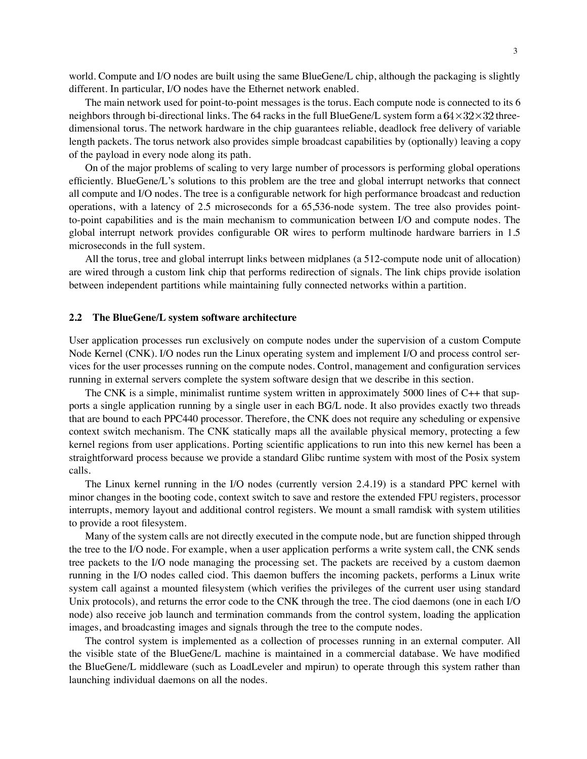world. Compute and I/O nodes are built using the same BlueGene/L chip, although the packaging is slightly different. In particular, I/O nodes have the Ethernet network enabled.

The main network used for point-to-point messages is the torus. Each compute node is connected to its 6 neighbors through bi-directional links. The 64 racks in the full BlueGene/L system form a $64 \times 32 \times 32$ three-dimensional torus. The network hardware in the chip guarantees reliable, deadlock free delivery of variable length packets. The torus network also provides simple broadcast capabilities by (optionally) leaving a copy of the payload in every node along its path.

On of the major problems of scaling to very large number of processors is performing global operations efficiently. BlueGene/L's solutions to this problem are the tree and global interrupt networks that connect all compute and I/O nodes. The tree is a configurable network for high performance broadcast and reduction operations, with a latency of 2.5 microseconds for a 65,536-node system. The tree also provides point-to-point capabilities and is the main mechanism to communication between I/O and compute nodes. The global interrupt network provides configurable OR wires to perform multinode hardware barriers in 1.5 microseconds in the full system.

All the torus, tree and global interrupt links between midplanes (a 512-compute node unit of allocation) are wired through a custom link chip that performs redirection of signals. The link chips provide isolation between independent partitions while maintaining fully connected networks within a partition.

## 2.2 The BlueGene/L system software architecture

User application processes run exclusively on compute nodes under the supervision of a custom Compute Node Kernel (CNK). I/O nodes run the Linux operating system and implement I/O and process control services for the user processes running on the compute nodes. Control, management and configuration services running in external servers complete the system software design that we describe in this section.

The CNK is a simple, minimalist runtime system written in approximately 5000 lines of C++ that supports a single application running by a single user in each BG/L node. It also provides exactly two threads that are bound to each PPC440 processor. Therefore, the CNK does not require any scheduling or expensive context switch mechanism. The CNK statically maps all the available physical memory, protecting a few kernel regions from user applications. Porting scientific applications to run into this new kernel has been a straightforward process because we provide a standard Glibc runtime system with most of the Posix system calls.

The Linux kernel running in the I/O nodes (currently version 2.4.19) is a standard PPC kernel with minor changes in the booting code, context switch to save and restore the extended FPU registers, processor interrupts, memory layout and additional control registers. We mount a small ramdisk with system utilities to provide a root filesystem.

Many of the system calls are not directly executed in the compute node, but are function shipped through the tree to the I/O node. For example, when a user application performs a write system call, the CNK sends tree packets to the I/O node managing the processing set. The packets are received by a custom daemon running in the I/O nodes called ciod. This daemon buffers the incoming packets, performs a Linux write system call against a mounted filesystem (which verifies the privileges of the current user using standard Unix protocols), and returns the error code to the CNK through the tree. The ciod daemons (one in each I/O node) also receive job launch and termination commands from the control system, loading the application images, and broadcasting images and signals through the tree to the compute nodes.

The control system is implemented as a collection of processes running in an external computer. All the visible state of the BlueGene/L machine is maintained in a commercial database. We have modified the BlueGene/L middleware (such as LoadLeveler and mpirun) to operate through this system rather than launching individual daemons on all the nodes.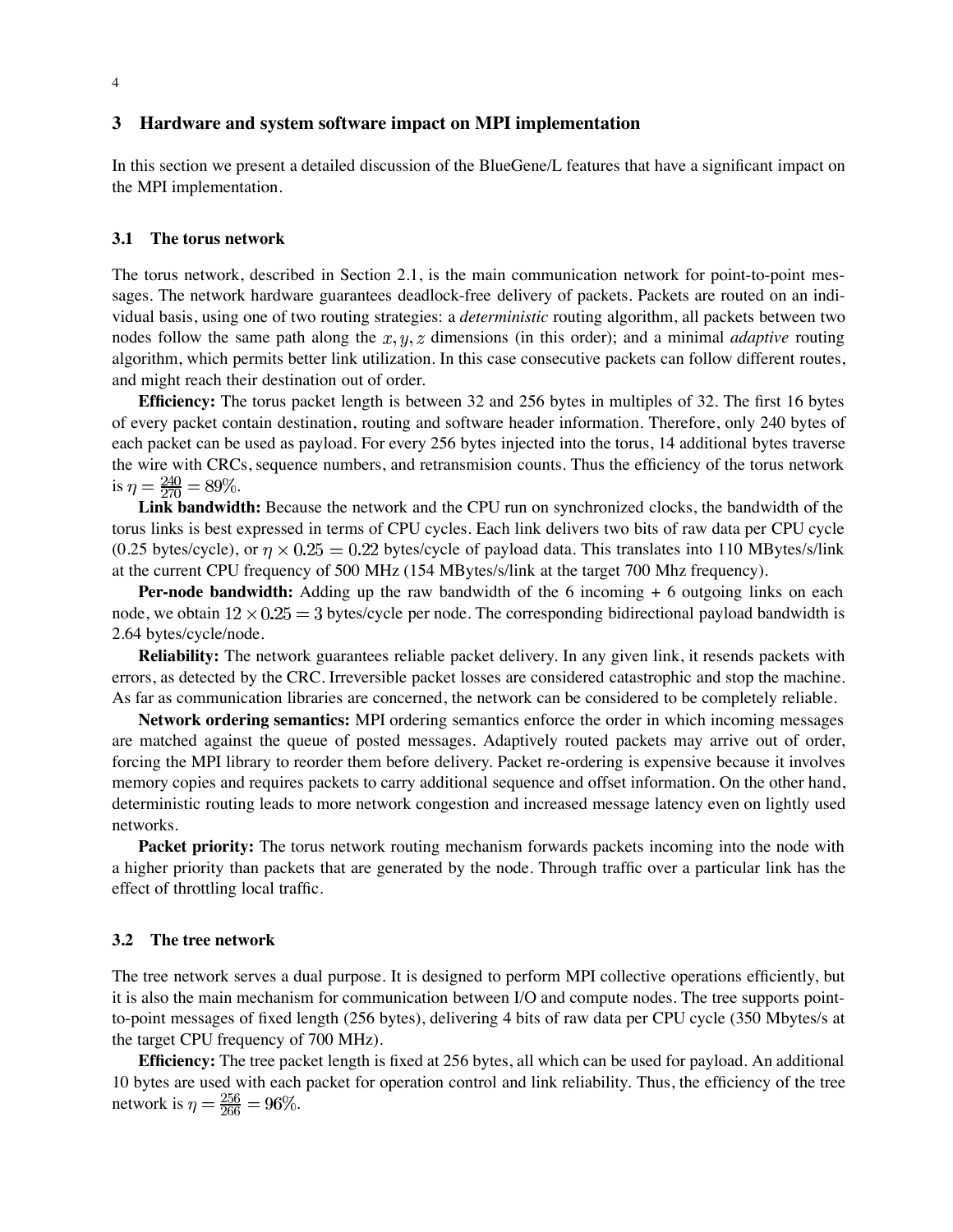## 3 Hardware and system software impact on MPI implementation

In this section we present a detailed discussion of the BlueGene/L features that have a significant impact on the MPI implementation.

### 3.1 The torus network

The torus network, described in Section 2.1, is the main communication network for point-to-point messages. The network hardware guarantees deadlock-free delivery of packets. Packets are routed on an individual basis, using one of two routing strategies: a *deterministic* routing algorithm, all packets between two nodes follow the same path along the $x, y, z$ dimensions (in this order); and a minimal *adaptive* routing algorithm, which permits better link utilization. In this case consecutive packets can follow different routes, and might reach their destination out of order.

**Efficiency:** The torus packet length is between 32 and 256 bytes in multiples of 32. The first 16 bytes of every packet contain destination, routing and software header information. Therefore, only 240 bytes of each packet can be used as payload. For every 256 bytes injected into the torus, 14 additional bytes traverse the wire with CRCs, sequence numbers, and retransmision counts. Thus the efficiency of the torus network is $\eta = \frac{240}{270} = 89\%$.

**Link bandwidth:** Because the network and the CPU run on synchronized clocks, the bandwidth of the torus links is best expressed in terms of CPU cycles. Each link delivers two bits of raw data per CPU cycle (0.25 bytes/cycle), or $\eta \times 0.25 = 0.22$ bytes/cycle of payload data. This translates into 110 MBytes/s/link at the current CPU frequency of 500 MHz (154 MBytes/s/link at the target 700 Mhz frequency).

**Per-node bandwidth:** Adding up the raw bandwidth of the 6 incoming + 6 outgoing links on each node, we obtain $12 \times 0.25 = 3$ bytes/cycle per node. The corresponding bidirectional payload bandwidth is 2.64 bytes/cycle/node.

**Reliability:** The network guarantees reliable packet delivery. In any given link, it resends packets with errors, as detected by the CRC. Irreversible packet losses are considered catastrophic and stop the machine. As far as communication libraries are concerned, the network can be considered to be completely reliable.

**Network ordering semantics:** MPI ordering semantics enforce the order in which incoming messages are matched against the queue of posted messages. Adaptively routed packets may arrive out of order, forcing the MPI library to reorder them before delivery. Packet re-ordering is expensive because it involves memory copies and requires packets to carry additional sequence and offset information. On the other hand, deterministic routing leads to more network congestion and increased message latency even on lightly used networks.

**Packet priority:** The torus network routing mechanism forwards packets incoming into the node with a higher priority than packets that are generated by the node. Through traffic over a particular link has the effect of throttling local traffic.

### 3.2 The tree network

The tree network serves a dual purpose. It is designed to perform MPI collective operations efficiently, but it is also the main mechanism for communication between I/O and compute nodes. The tree supports point-to-point messages of fixed length (256 bytes), delivering 4 bits of raw data per CPU cycle (350 Mbytes/s at the target CPU frequency of 700 MHz).

**Efficiency:** The tree packet length is fixed at 256 bytes, all which can be used for payload. An additional 10 bytes are used with each packet for operation control and link reliability. Thus, the efficiency of the tree network is $\eta = \frac{256}{266} = 96\%$.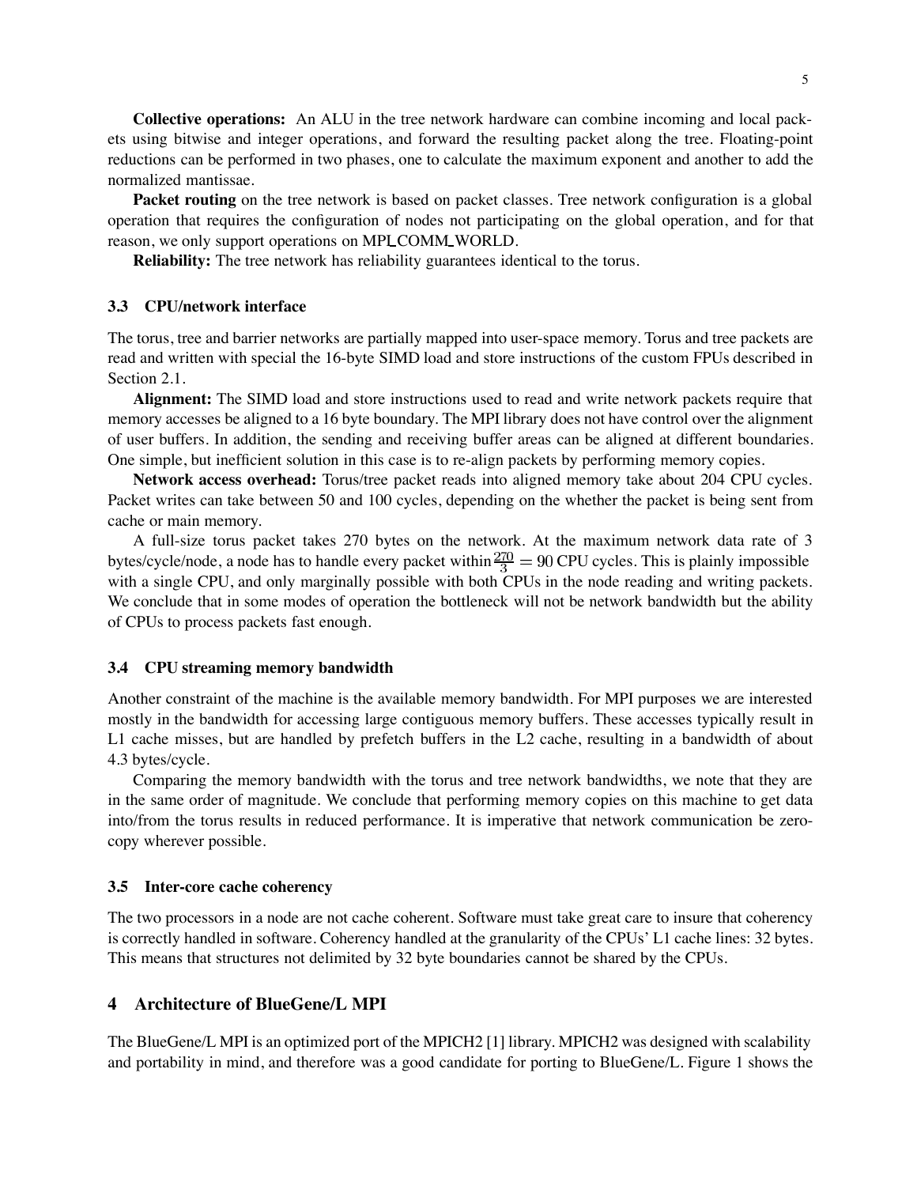**Collective operations:** An ALU in the tree network hardware can combine incoming and local packets using bitwise and integer operations, and forward the resulting packet along the tree. Floating-point reductions can be performed in two phases, one to calculate the maximum exponent and another to add the normalized mantissae.

**Packet routing** on the tree network is based on packet classes. Tree network configuration is a global operation that requires the configuration of nodes not participating on the global operation, and for that reason, we only support operations on MPI_COMM_WORLD.

**Reliability:** The tree network has reliability guarantees identical to the torus.

### 3.3 CPU/network interface

The torus, tree and barrier networks are partially mapped into user-space memory. Torus and tree packets are read and written with special the 16-byte SIMD load and store instructions of the custom FPUs described in Section 2.1.

**Alignment:** The SIMD load and store instructions used to read and write network packets require that memory accesses be aligned to a 16 byte boundary. The MPI library does not have control over the alignment of user buffers. In addition, the sending and receiving buffer areas can be aligned at different boundaries. One simple, but inefficient solution in this case is to re-align packets by performing memory copies.

**Network access overhead:** Torus/tree packet reads into aligned memory take about 204 CPU cycles. Packet writes can take between 50 and 100 cycles, depending on the whether the packet is being sent from cache or main memory.

A full-size torus packet takes 270 bytes on the network. At the maximum network data rate of 3 bytes/cycle/node, a node has to handle every packet within $\frac{270}{3} = 90$ CPU cycles. This is plainly impossible with a single CPU, and only marginally possible with both CPUs in the node reading and writing packets. We conclude that in some modes of operation the bottleneck will not be network bandwidth but the ability of CPUs to process packets fast enough.

### 3.4 CPU streaming memory bandwidth

Another constraint of the machine is the available memory bandwidth. For MPI purposes we are interested mostly in the bandwidth for accessing large contiguous memory buffers. These accesses typically result in L1 cache misses, but are handled by prefetch buffers in the L2 cache, resulting in a bandwidth of about 4.3 bytes/cycle.

Comparing the memory bandwidth with the torus and tree network bandwidths, we note that they are in the same order of magnitude. We conclude that performing memory copies on this machine to get data into/from the torus results in reduced performance. It is imperative that network communication be zero-copy wherever possible.

### 3.5 Inter-core cache coherency

The two processors in a node are not cache coherent. Software must take great care to insure that coherency is correctly handled in software. Coherency handled at the granularity of the CPUs' L1 cache lines: 32 bytes. This means that structures not delimited by 32 byte boundaries cannot be shared by the CPUs.

## 4 Architecture of BlueGene/L MPI

The BlueGene/L MPI is an optimized port of the MPICH2 [1] library. MPICH2 was designed with scalability and portability in mind, and therefore was a good candidate for porting to BlueGene/L. Figure 1 shows the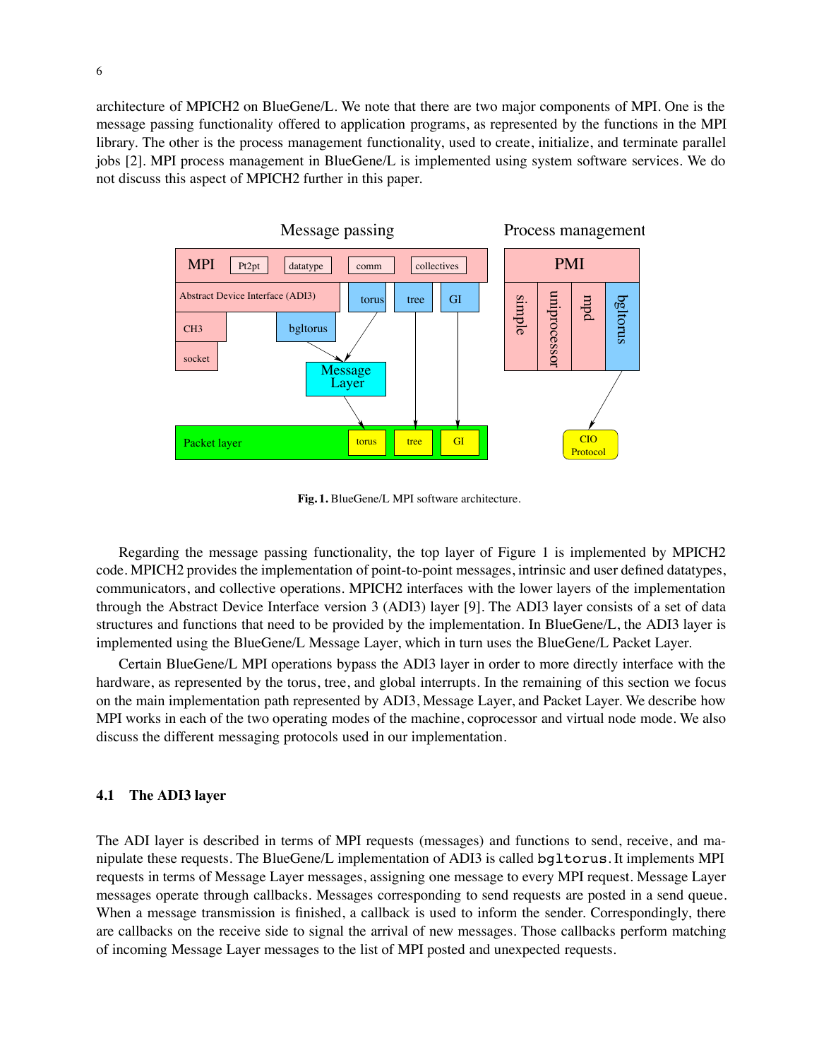architecture of MPICH2 on BlueGene/L. We note that there are two major components of MPI. One is the message passing functionality offered to application programs, as represented by the functions in the MPI library. The other is the process management functionality, used to create, initialize, and terminate parallel jobs [2]. MPI process management in BlueGene/L is implemented using system software services. We do not discuss this aspect of MPICH2 further in this paper.

**Fig. 1.** BlueGene/L MPI software architecture.

Regarding the message passing functionality, the top layer of Figure 1 is implemented by MPICH2 code. MPICH2 provides the implementation of point-to-point messages, intrinsic and user defined datatypes, communicators, and collective operations. MPICH2 interfaces with the lower layers of the implementation through the Abstract Device Interface version 3 (ADI3) layer [9]. The ADI3 layer consists of a set of data structures and functions that need to be provided by the implementation. In BlueGene/L, the ADI3 layer is implemented using the BlueGene/L Message Layer, which in turn uses the BlueGene/L Packet Layer.

Certain BlueGene/L MPI operations bypass the ADI3 layer in order to more directly interface with the hardware, as represented by the torus, tree, and global interrupts. In the remaining of this section we focus on the main implementation path represented by ADI3, Message Layer, and Packet Layer. We describe how MPI works in each of the two operating modes of the machine, coprocessor and virtual node mode. We also discuss the different messaging protocols used in our implementation.

### 4.1 The ADI3 layer

The ADI layer is described in terms of MPI requests (messages) and functions to send, receive, and manipulate these requests. The BlueGene/L implementation of ADI3 is called `bgltorus`. It implements MPI requests in terms of Message Layer messages, assigning one message to every MPI request. Message Layer messages operate through callbacks. Messages corresponding to send requests are posted in a send queue. When a message transmission is finished, a callback is used to inform the sender. Correspondingly, there are callbacks on the receive side to signal the arrival of new messages. Those callbacks perform matching of incoming Message Layer messages to the list of MPI posted and unexpected requests.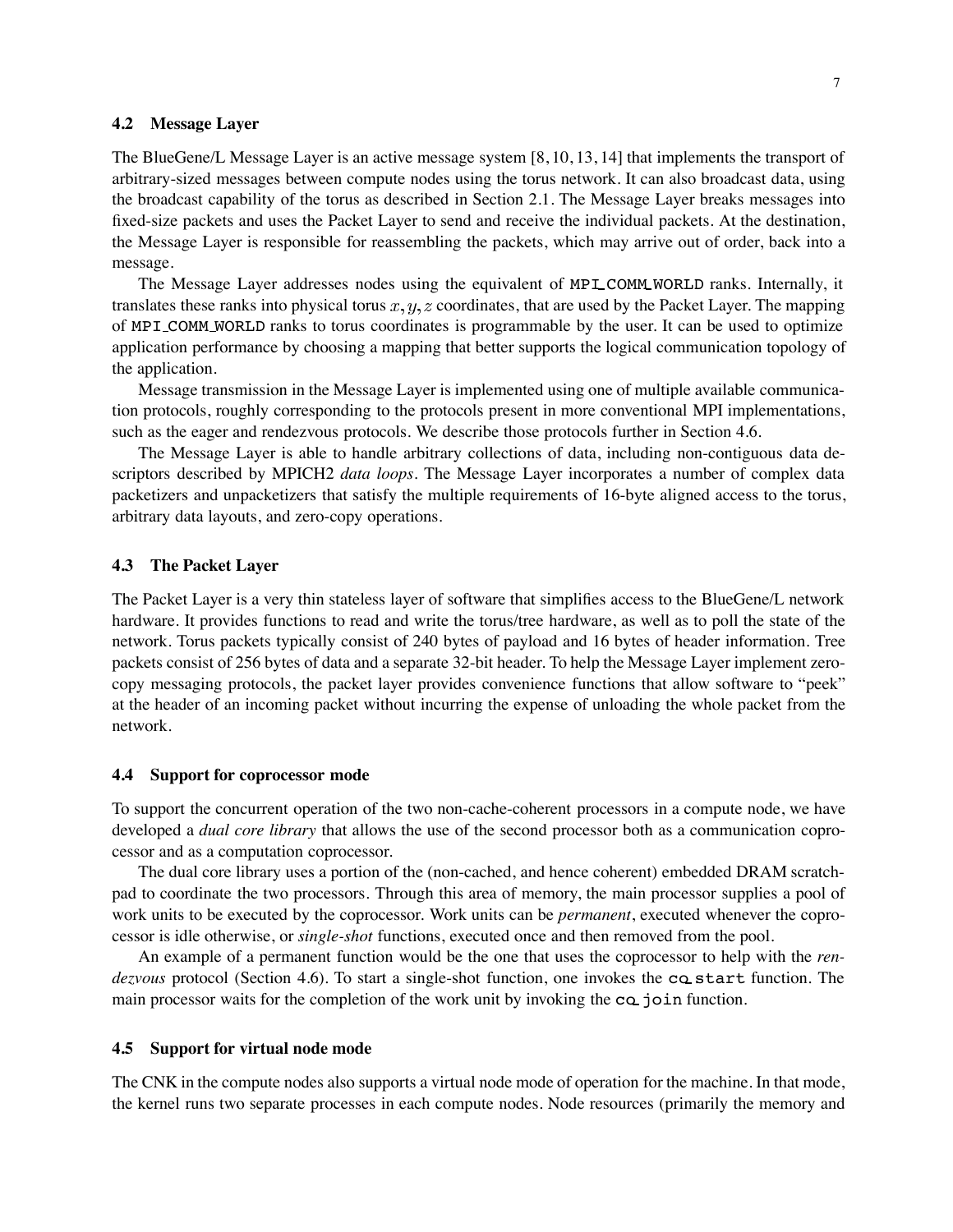### 4.2 Message Layer

The BlueGene/L Message Layer is an active message system [8, 10, 13, 14] that implements the transport of arbitrary-sized messages between compute nodes using the torus network. It can also broadcast data, using the broadcast capability of the torus as described in Section 2.1. The Message Layer breaks messages into fixed-size packets and uses the Packet Layer to send and receive the individual packets. At the destination, the Message Layer is responsible for reassembling the packets, which may arrive out of order, back into a message.

The Message Layer addresses nodes using the equivalent of `MPI_COMM_WORLD` ranks. Internally, it translates these ranks into physical torus $x, y, z$ coordinates, that are used by the Packet Layer. The mapping of `MPI_COMM_WORLD` ranks to torus coordinates is programmable by the user. It can be used to optimize application performance by choosing a mapping that better supports the logical communication topology of the application.

Message transmission in the Message Layer is implemented using one of multiple available communication protocols, roughly corresponding to the protocols present in more conventional MPI implementations, such as the eager and rendezvous protocols. We describe those protocols further in Section 4.6.

The Message Layer is able to handle arbitrary collections of data, including non-contiguous data descriptors described by MPICH2 *data loops*. The Message Layer incorporates a number of complex data packetizers and unpacketizers that satisfy the multiple requirements of 16-byte aligned access to the torus, arbitrary data layouts, and zero-copy operations.

### 4.3 The Packet Layer

The Packet Layer is a very thin stateless layer of software that simplifies access to the BlueGene/L network hardware. It provides functions to read and write the torus/tree hardware, as well as to poll the state of the network. Torus packets typically consist of 240 bytes of payload and 16 bytes of header information. Tree packets consist of 256 bytes of data and a separate 32-bit header. To help the Message Layer implement zero-copy messaging protocols, the packet layer provides convenience functions that allow software to "peek" at the header of an incoming packet without incurring the expense of unloading the whole packet from the network.

### 4.4 Support for coprocessor mode

To support the concurrent operation of the two non-cache-coherent processors in a compute node, we have developed a *dual core library* that allows the use of the second processor both as a communication coprocessor and as a computation coprocessor.

The dual core library uses a portion of the (non-cached, and hence coherent) embedded DRAM scratchpad to coordinate the two processors. Through this area of memory, the main processor supplies a pool of work units to be executed by the coprocessor. Work units can be *permanent*, executed whenever the coprocessor is idle otherwise, or *single-shot* functions, executed once and then removed from the pool.

An example of a permanent function would be the one that uses the coprocessor to help with the *rendezvous* protocol (Section 4.6). To start a single-shot function, one invokes the `co_start` function. The main processor waits for the completion of the work unit by invoking the `co_join` function.

### 4.5 Support for virtual node mode

The CNK in the compute nodes also supports a virtual node mode of operation for the machine. In that mode, the kernel runs two separate processes in each compute nodes. Node resources (primarily the memory and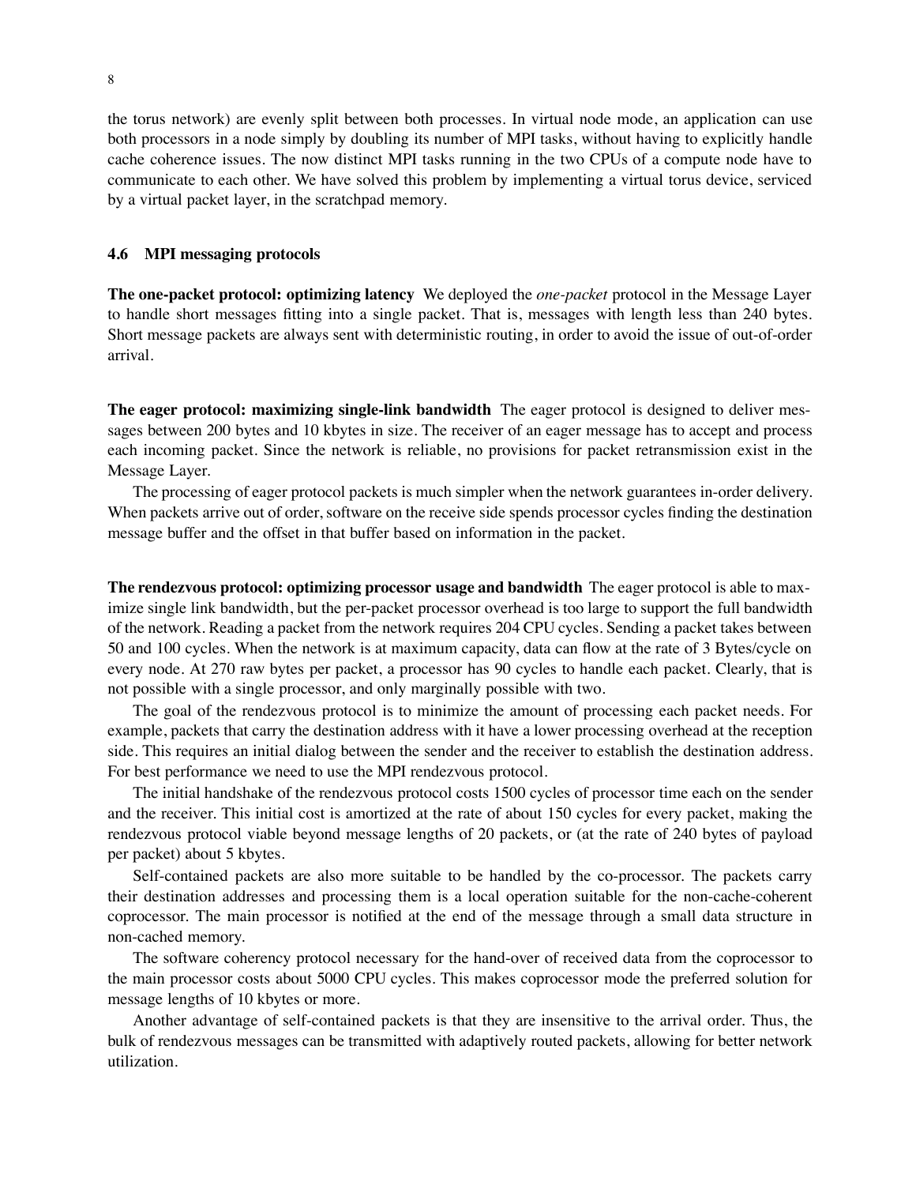the torus network) are evenly split between both processes. In virtual node mode, an application can use both processors in a node simply by doubling its number of MPI tasks, without having to explicitly handle cache coherence issues. The now distinct MPI tasks running in the two CPUs of a compute node have to communicate to each other. We have solved this problem by implementing a virtual torus device, serviced by a virtual packet layer, in the scratchpad memory.

### 4.6 MPI messaging protocols

**The one-packet protocol: optimizing latency** We deployed the *one-packet* protocol in the Message Layer to handle short messages fitting into a single packet. That is, messages with length less than 240 bytes. Short message packets are always sent with deterministic routing, in order to avoid the issue of out-of-order arrival.

**The eager protocol: maximizing single-link bandwidth** The eager protocol is designed to deliver messages between 200 bytes and 10 kbytes in size. The receiver of an eager message has to accept and process each incoming packet. Since the network is reliable, no provisions for packet retransmission exist in the Message Layer.

The processing of eager protocol packets is much simpler when the network guarantees in-order delivery. When packets arrive out of order, software on the receive side spends processor cycles finding the destination message buffer and the offset in that buffer based on information in the packet.

**The rendezvous protocol: optimizing processor usage and bandwidth** The eager protocol is able to maximize single link bandwidth, but the per-packet processor overhead is too large to support the full bandwidth of the network. Reading a packet from the network requires 204 CPU cycles. Sending a packet takes between 50 and 100 cycles. When the network is at maximum capacity, data can flow at the rate of 3 Bytes/cycle on every node. At 270 raw bytes per packet, a processor has 90 cycles to handle each packet. Clearly, that is not possible with a single processor, and only marginally possible with two.

The goal of the rendezvous protocol is to minimize the amount of processing each packet needs. For example, packets that carry the destination address with it have a lower processing overhead at the reception side. This requires an initial dialog between the sender and the receiver to establish the destination address. For best performance we need to use the MPI rendezvous protocol.

The initial handshake of the rendezvous protocol costs 1500 cycles of processor time each on the sender and the receiver. This initial cost is amortized at the rate of about 150 cycles for every packet, making the rendezvous protocol viable beyond message lengths of 20 packets, or (at the rate of 240 bytes of payload per packet) about 5 kbytes.

Self-contained packets are also more suitable to be handled by the co-processor. The packets carry their destination addresses and processing them is a local operation suitable for the non-cache-coherent coprocessor. The main processor is notified at the end of the message through a small data structure in non-cached memory.

The software coherency protocol necessary for the hand-over of received data from the coprocessor to the main processor costs about 5000 CPU cycles. This makes coprocessor mode the preferred solution for message lengths of 10 kbytes or more.

Another advantage of self-contained packets is that they are insensitive to the arrival order. Thus, the bulk of rendezvous messages can be transmitted with adaptively routed packets, allowing for better network utilization.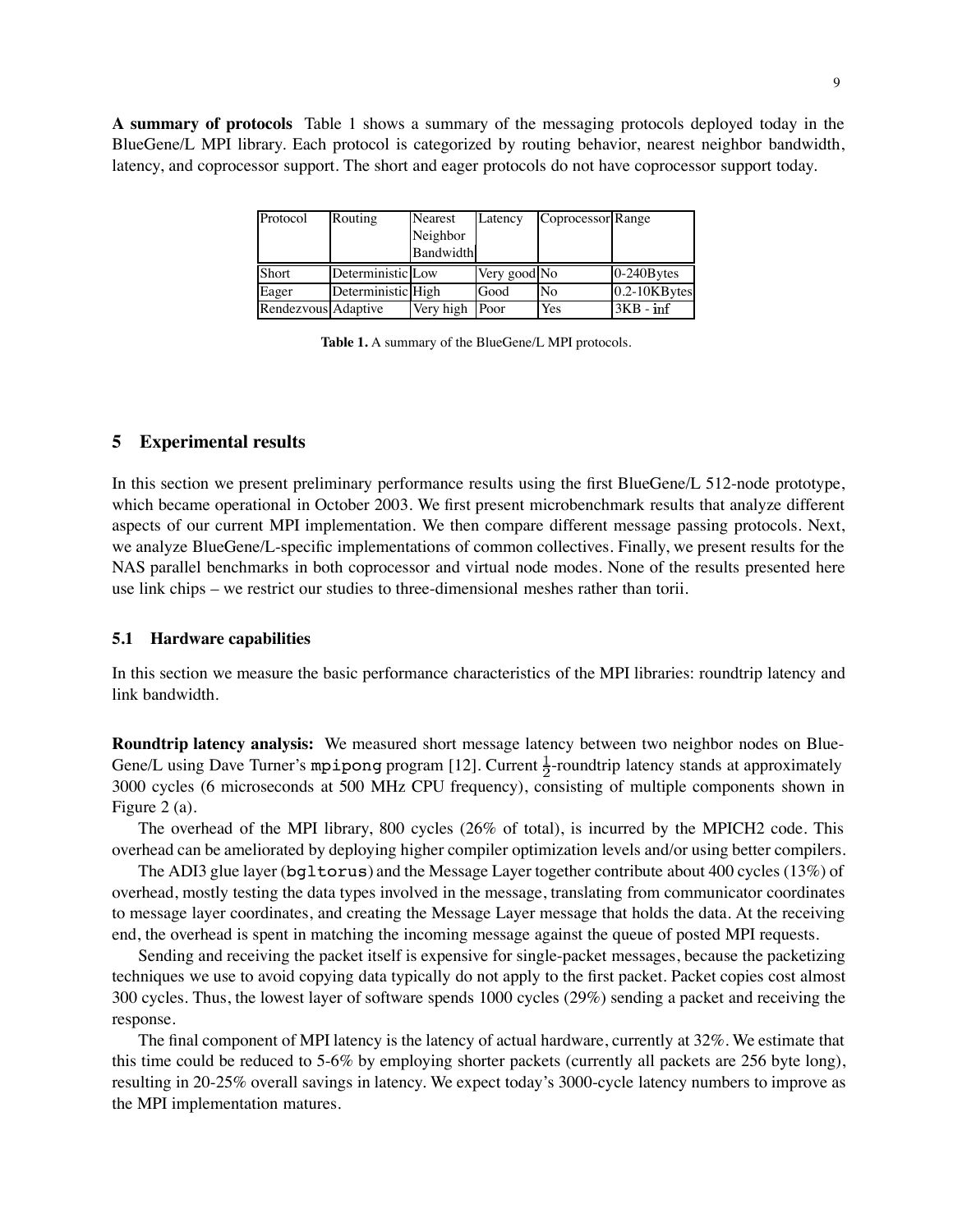**A summary of protocols** Table 1 shows a summary of the messaging protocols deployed today in the BlueGene/L MPI library. Each protocol is categorized by routing behavior, nearest neighbor bandwidth, latency, and coprocessor support. The short and eager protocols do not have coprocessor support today.

| Protocol | Routing | Nearest Neighbor Bandwidth | Latency | Coprocessor | Range |
| --- | --- | --- | --- | --- | --- |
| Short | Deterministic | Low | Very good | No | 0-240Bytes |
| Eager | Deterministic | High | Good | No | 0.2-10KBytes |
| Rendezvous | Adaptive | Very high | Poor | Yes | 3KB - inf |

**Table 1.** A summary of the BlueGene/L MPI protocols.

## 5 Experimental results

In this section we present preliminary performance results using the first BlueGene/L 512-node prototype, which became operational in October 2003. We first present microbenchmark results that analyze different aspects of our current MPI implementation. We then compare different message passing protocols. Next, we analyze BlueGene/L-specific implementations of common collectives. Finally, we present results for the NAS parallel benchmarks in both coprocessor and virtual node modes. None of the results presented here use link chips – we restrict our studies to three-dimensional meshes rather than torii.

### 5.1 Hardware capabilities

In this section we measure the basic performance characteristics of the MPI libraries: roundtrip latency and link bandwidth.

**Roundtrip latency analysis:** We measured short message latency between two neighbor nodes on BlueGene/L using Dave Turner's `mpipong` program [12]. Current $\frac{1}{2}$-roundtrip latency stands at approximately 3000 cycles (6 microseconds at 500 MHz CPU frequency), consisting of multiple components shown in Figure 2 (a).

The overhead of the MPI library, 800 cycles (26% of total), is incurred by the MPICH2 code. This overhead can be ameliorated by deploying higher compiler optimization levels and/or using better compilers.

The ADI3 glue layer (`bgltorus`) and the Message Layer together contribute about 400 cycles (13%) of overhead, mostly testing the data types involved in the message, translating from communicator coordinates to message layer coordinates, and creating the Message Layer message that holds the data. At the receiving end, the overhead is spent in matching the incoming message against the queue of posted MPI requests.

Sending and receiving the packet itself is expensive for single-packet messages, because the packetizing techniques we use to avoid copying data typically do not apply to the first packet. Packet copies cost almost 300 cycles. Thus, the lowest layer of software spends 1000 cycles (29%) sending a packet and receiving the response.

The final component of MPI latency is the latency of actual hardware, currently at 32%. We estimate that this time could be reduced to 5-6% by employing shorter packets (currently all packets are 256 byte long), resulting in 20-25% overall savings in latency. We expect today's 3000-cycle latency numbers to improve as the MPI implementation matures.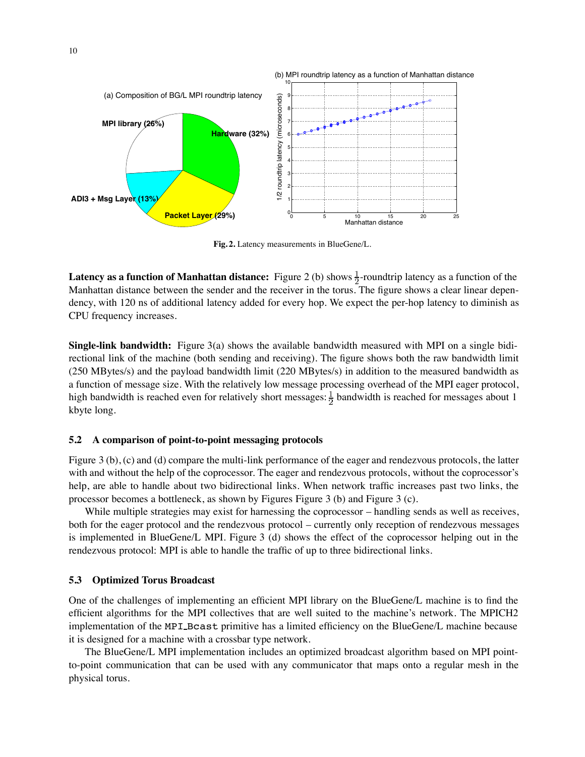**Fig. 2.** Latency measurements in BlueGene/L.

**Latency as a function of Manhattan distance:** Figure 2 (b) shows $\frac{1}{2}$-roundtrip latency as a function of the Manhattan distance between the sender and the receiver in the torus. The figure shows a clear linear dependency, with 120 ns of additional latency added for every hop. We expect the per-hop latency to diminish as CPU frequency increases.

**Single-link bandwidth:** Figure 3(a) shows the available bandwidth measured with MPI on a single bidirectional link of the machine (both sending and receiving). The figure shows both the raw bandwidth limit (250 MBytes/s) and the payload bandwidth limit (220 MBytes/s) in addition to the measured bandwidth as a function of message size. With the relatively low message processing overhead of the MPI eager protocol, high bandwidth is reached even for relatively short messages: $\frac{1}{2}$ bandwidth is reached for messages about 1 kbyte long.

### 5.2 A comparison of point-to-point messaging protocols

Figure 3 (b), (c) and (d) compare the multi-link performance of the eager and rendezvous protocols, the latter with and without the help of the coprocessor. The eager and rendezvous protocols, without the coprocessor's help, are able to handle about two bidirectional links. When network traffic increases past two links, the processor becomes a bottleneck, as shown by Figures Figure 3 (b) and Figure 3 (c).

While multiple strategies may exist for harnessing the coprocessor – handling sends as well as receives, both for the eager protocol and the rendezvous protocol – currently only reception of rendezvous messages is implemented in BlueGene/L MPI. Figure 3 (d) shows the effect of the coprocessor helping out in the rendezvous protocol: MPI is able to handle the traffic of up to three bidirectional links.

### 5.3 Optimized Torus Broadcast

One of the challenges of implementing an efficient MPI library on the BlueGene/L machine is to find the efficient algorithms for the MPI collectives that are well suited to the machine's network. The MPICH2 implementation of the `MPI_Bcast` primitive has a limited efficiency on the BlueGene/L machine because it is designed for a machine with a crossbar type network.

The BlueGene/L MPI implementation includes an optimized broadcast algorithm based on MPI point-to-point communication that can be used with any communicator that maps onto a regular mesh in the physical torus.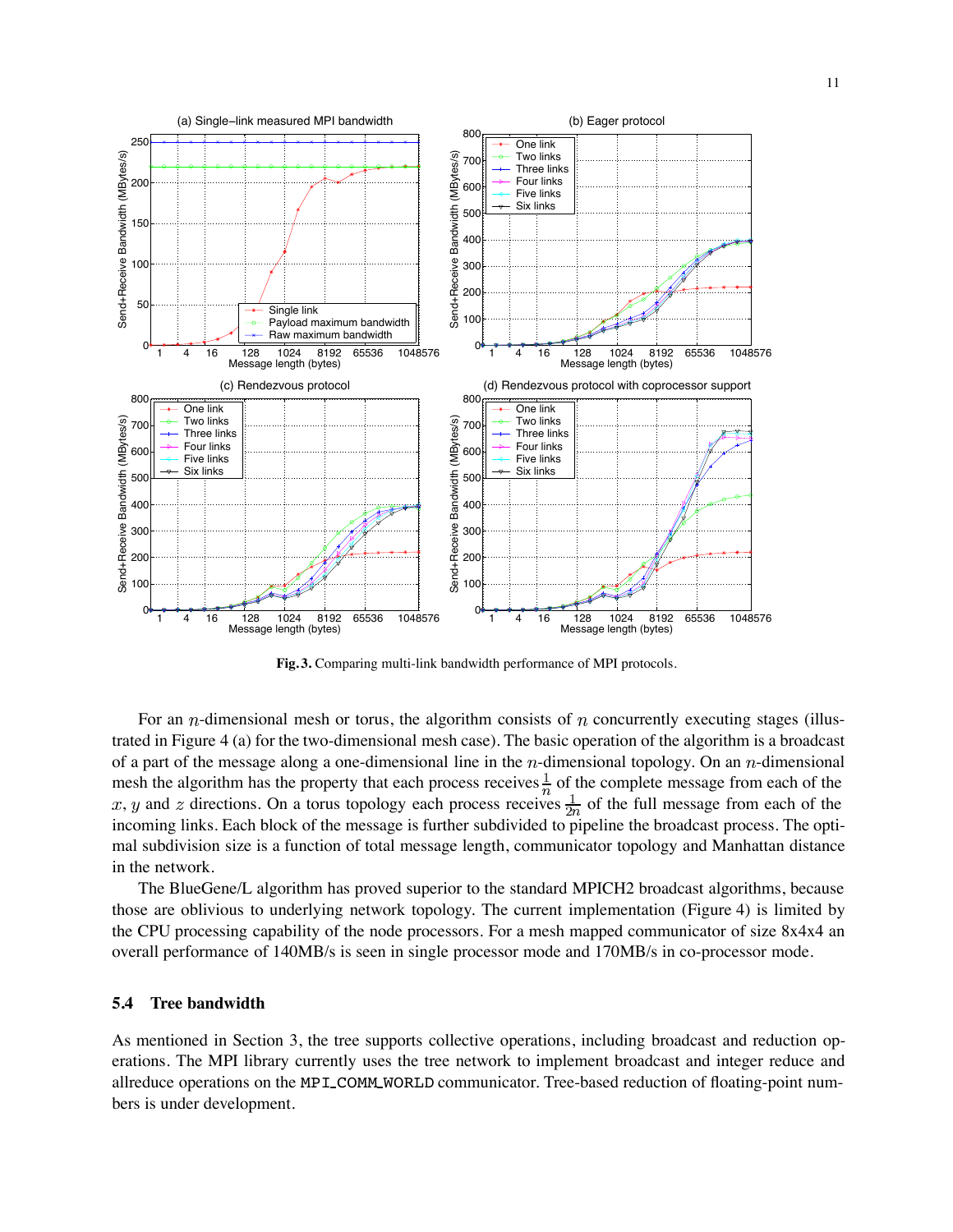**Fig. 3.** Comparing multi-link bandwidth performance of MPI protocols.

For an $n$-dimensional mesh or torus, the algorithm consists of $n$ concurrently executing stages (illustrated in Figure 4 (a) for the two-dimensional mesh case). The basic operation of the algorithm is a broadcast of a part of the message along a one-dimensional line in the $n$-dimensional topology. On an $n$-dimensional mesh the algorithm has the property that each process receives $\frac{1}{n}$ of the complete message from each of the $x$, $y$ and $z$ directions. On a torus topology each process receives $\frac{1}{2n}$ of the full message from each of the incoming links. Each block of the message is further subdivided to pipeline the broadcast process. The optimal subdivision size is a function of total message length, communicator topology and Manhattan distance in the network.

The BlueGene/L algorithm has proved superior to the standard MPICH2 broadcast algorithms, because those are oblivious to underlying network topology. The current implementation (Figure 4) is limited by the CPU processing capability of the node processors. For a mesh mapped communicator of size 8x4x4 an overall performance of 140MB/s is seen in single processor mode and 170MB/s in co-processor mode.

### 5.4 Tree bandwidth

As mentioned in Section 3, the tree supports collective operations, including broadcast and reduction operations. The MPI library currently uses the tree network to implement broadcast and integer reduce and allreduce operations on the `MPI_COMM_WORLD` communicator. Tree-based reduction of floating-point numbers is under development.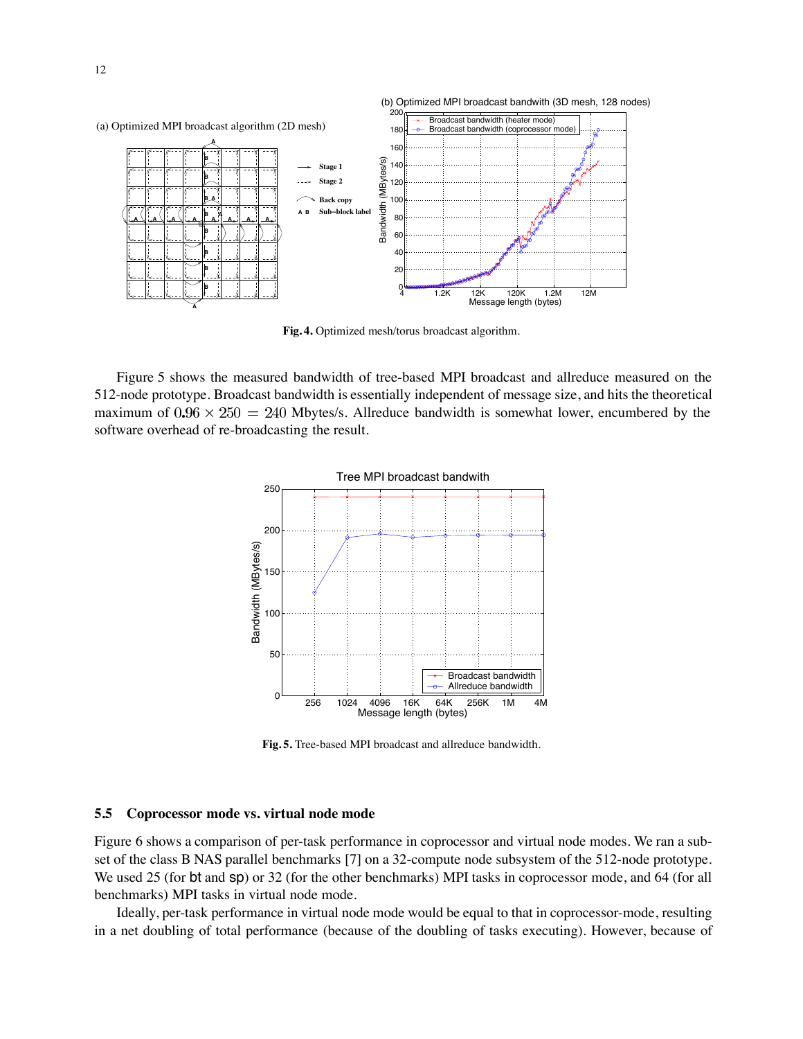Fig. 4. Optimized mesh/torus broadcast algorithm.

Figure 5 shows the measured bandwidth of tree-based MPI broadcast and allreduce measured on the 512-node prototype. Broadcast bandwidth is essentially independent of message size, and hits the theoretical maximum of $0.96 \times 250 = 240$ Mbytes/s. Allreduce bandwidth is somewhat lower, encumbered by the software overhead of re-broadcasting the result.

Fig. 5. Tree-based MPI broadcast and allreduce bandwidth.

### 5.5 Coprocessor mode vs. virtual node mode

Figure 6 shows a comparison of per-task performance in coprocessor and virtual node modes. We ran a subset of the class B NAS parallel benchmarks [7] on a 32-compute node subsystem of the 512-node prototype. We used 25 (for bt and sp) or 32 (for the other benchmarks) MPI tasks in coprocessor mode, and 64 (for all benchmarks) MPI tasks in virtual node mode.

Ideally, per-task performance in virtual node mode would be equal to that in coprocessor-mode, resulting in a net doubling of total performance (because of the doubling of tasks executing). However, because of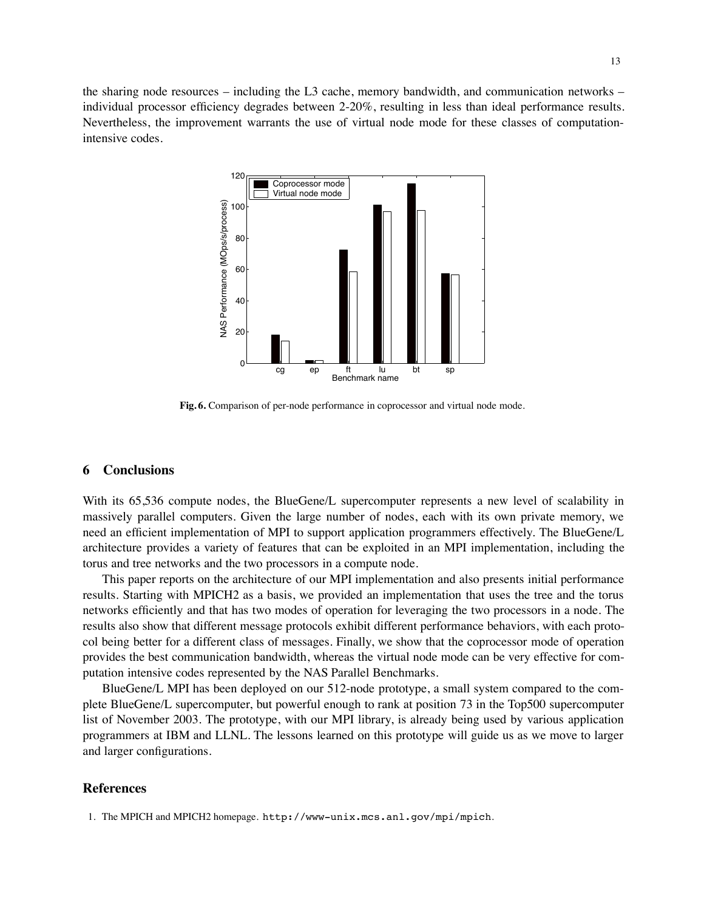the sharing node resources – including the L3 cache, memory bandwidth, and communication networks – individual processor efficiency degrades between 2-20%, resulting in less than ideal performance results. Nevertheless, the improvement warrants the use of virtual node mode for these classes of computation-intensive codes.

**Fig. 6.** Comparison of per-node performance in coprocessor and virtual node mode.

## 6 Conclusions

With its 65,536 compute nodes, the BlueGene/L supercomputer represents a new level of scalability in massively parallel computers. Given the large number of nodes, each with its own private memory, we need an efficient implementation of MPI to support application programmers effectively. The BlueGene/L architecture provides a variety of features that can be exploited in an MPI implementation, including the torus and tree networks and the two processors in a compute node.

This paper reports on the architecture of our MPI implementation and also presents initial performance results. Starting with MPICH2 as a basis, we provided an implementation that uses the tree and the torus networks efficiently and that has two modes of operation for leveraging the two processors in a node. The results also show that different message protocols exhibit different performance behaviors, with each protocol being better for a different class of messages. Finally, we show that the coprocessor mode of operation provides the best communication bandwidth, whereas the virtual node mode can be very effective for computation intensive codes represented by the NAS Parallel Benchmarks.

BlueGene/L MPI has been deployed on our 512-node prototype, a small system compared to the complete BlueGene/L supercomputer, but powerful enough to rank at position 73 in the Top500 supercomputer list of November 2003. The prototype, with our MPI library, is already being used by various application programmers at IBM and LLNL. The lessons learned on this prototype will guide us as we move to larger and larger configurations.

## References

1. The MPICH and MPICH2 homepage. `http://www-unix.mcs.anl.gov/mpi/mpich`.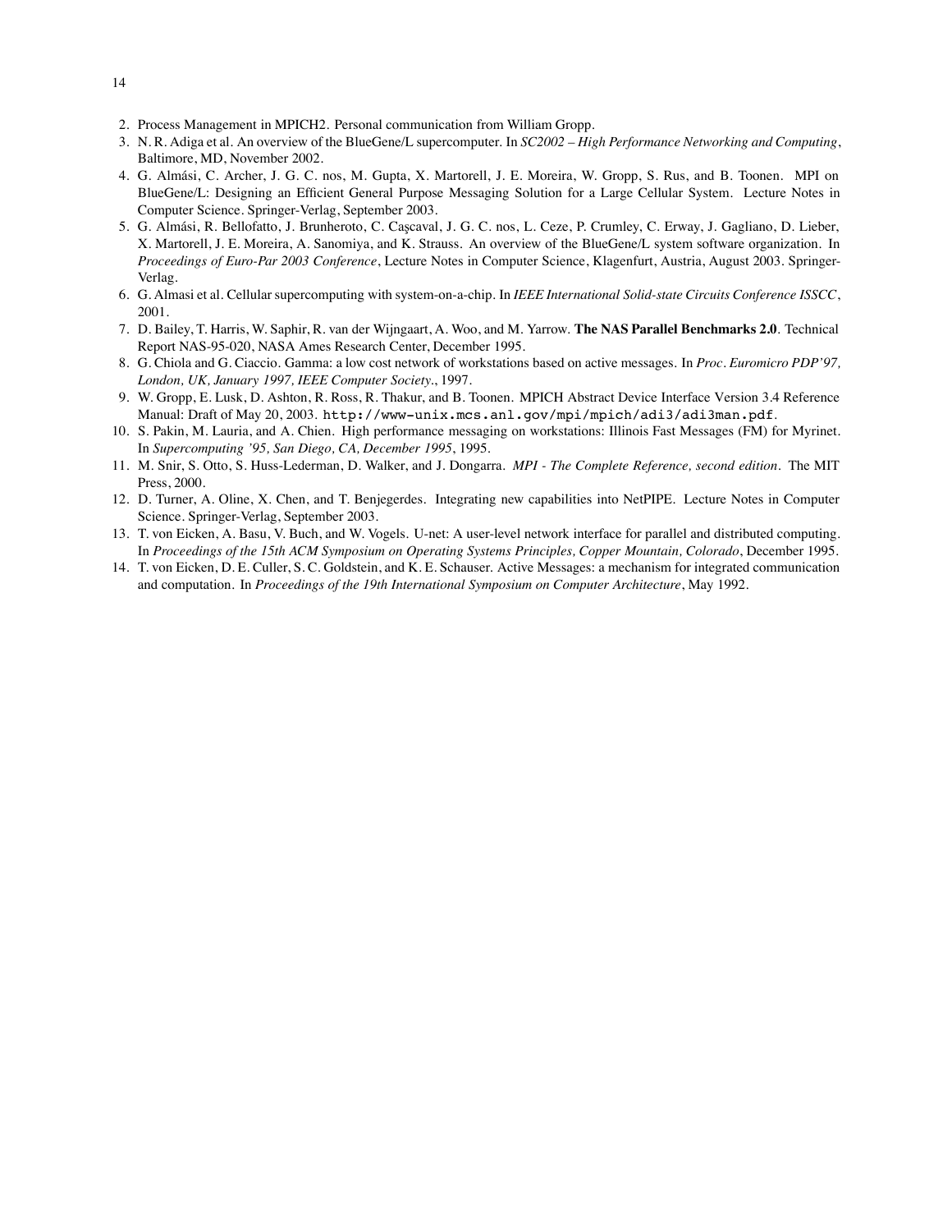2. Process Management in MPICH2. Personal communication from William Gropp.
3. N. R. Adiga et al. An overview of the BlueGene/L supercomputer. In *SC2002 – High Performance Networking and Computing*, Baltimore, MD, November 2002.
4. G. Almási, C. Archer, J. G. C. nos, M. Gupta, X. Martorell, J. E. Moreira, W. Gropp, S. Rus, and B. Toonen. MPI on BlueGene/L: Designing an Efficient General Purpose Messaging Solution for a Large Cellular System. Lecture Notes in Computer Science. Springer-Verlag, September 2003.
5. G. Almási, R. Bellofatto, J. Brunheroto, C. Caşcaval, J. G. C. nos, L. Ceze, P. Crumley, C. Erway, J. Gagliano, D. Lieber, X. Martorell, J. E. Moreira, A. Sanomiya, and K. Strauss. An overview of the BlueGene/L system software organization. In *Proceedings of Euro-Par 2003 Conference*, Lecture Notes in Computer Science, Klagenfurt, Austria, August 2003. Springer-Verlag.
6. G. Almasi et al. Cellular supercomputing with system-on-a-chip. In *IEEE International Solid-state Circuits Conference ISSCC*, 2001.
7. D. Bailey, T. Harris, W. Saphir, R. van der Wijngaart, A. Woo, and M. Yarrow. **The NAS Parallel Benchmarks 2.0**. Technical Report NAS-95-020, NASA Ames Research Center, December 1995.
8. G. Chiola and G. Ciaccio. Gamma: a low cost network of workstations based on active messages. In *Proc. Euromicro PDP'97, London, UK, January 1997, IEEE Computer Society.*, 1997.
9. W. Gropp, E. Lusk, D. Ashton, R. Ross, R. Thakur, and B. Toonen. MPICH Abstract Device Interface Version 3.4 Reference Manual: Draft of May 20, 2003. `http://www-unix.mcs.anl.gov/mpi/mpich/adi3/adi3man.pdf`.
10. S. Pakin, M. Lauria, and A. Chien. High performance messaging on workstations: Illinois Fast Messages (FM) for Myrinet. In *Supercomputing '95, San Diego, CA, December 1995*, 1995.
11. M. Snir, S. Otto, S. Huss-Lederman, D. Walker, and J. Dongarra. *MPI - The Complete Reference, second edition*. The MIT Press, 2000.
12. D. Turner, A. Oline, X. Chen, and T. Benjegerdes. Integrating new capabilities into NetPIPE. Lecture Notes in Computer Science. Springer-Verlag, September 2003.
13. T. von Eicken, A. Basu, V. Buch, and W. Vogels. U-net: A user-level network interface for parallel and distributed computing. In *Proceedings of the 15th ACM Symposium on Operating Systems Principles, Copper Mountain, Colorado*, December 1995.
14. T. von Eicken, D. E. Culler, S. C. Goldstein, and K. E. Schauser. Active Messages: a mechanism for integrated communication and computation. In *Proceedings of the 19th International Symposium on Computer Architecture*, May 1992.